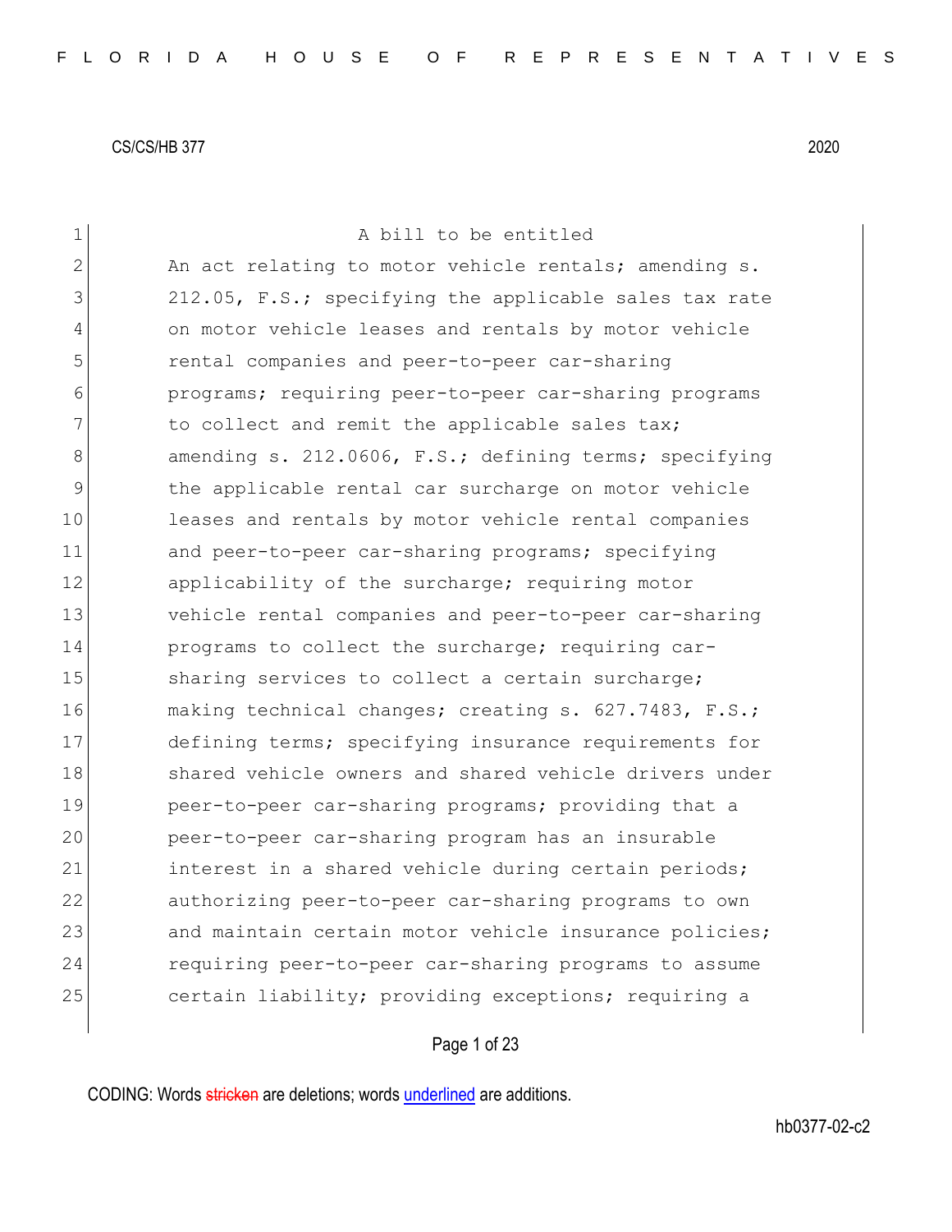CS/CS/HB 377 2020

A bill to be entitled

An act relating to motor vehicle rentals; amending s. 212.05, F.S.; specifying the applicable sales tax rate on motor vehicle leases and rentals by motor vehicle rental companies and peer-to-peer car-sharing programs; requiring peer-to-peer car-sharing programs to collect and remit the applicable sales tax; amending s. 212.0606, F.S.; defining terms; specifying the applicable rental car surcharge on motor vehicle leases and rentals by motor vehicle rental companies and peer-to-peer car-sharing programs; specifying applicability of the surcharge; requiring motor vehicle rental companies and peer-to-peer car-sharing programs to collect the surcharge; requiring car-sharing services to collect a certain surcharge; making technical changes; creating s. 627.7483, F.S.; defining terms; specifying insurance requirements for shared vehicle owners and shared vehicle drivers under peer-to-peer car-sharing programs; providing that a peer-to-peer car-sharing program has an insurable interest in a shared vehicle during certain periods; authorizing peer-to-peer car-sharing programs to own and maintain certain motor vehicle insurance policies; requiring peer-to-peer car-sharing programs to assume certain liability; providing exceptions; requiring a

CODING: Words stricken are deletions; words underlined are additions.

hb0377-02-c2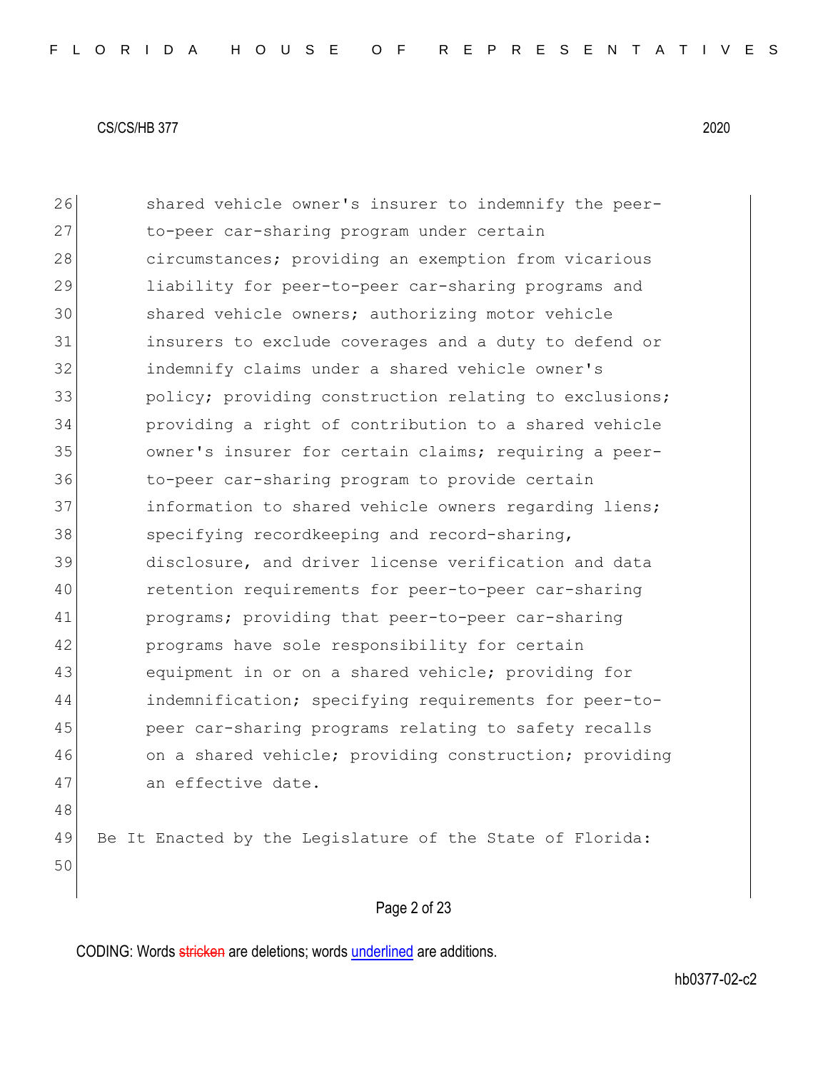shared vehicle owner's insurer to indemnify the peer-to-peer car-sharing program under certain circumstances; providing an exemption from vicarious liability for peer-to-peer car-sharing programs and shared vehicle owners; authorizing motor vehicle insurers to exclude coverages and a duty to defend or indemnify claims under a shared vehicle owner's policy; providing construction relating to exclusions; providing a right of contribution to a shared vehicle owner's insurer for certain claims; requiring a peer-to-peer car-sharing program to provide certain information to shared vehicle owners regarding liens; specifying recordkeeping and record-sharing, disclosure, and driver license verification and data retention requirements for peer-to-peer car-sharing programs; providing that peer-to-peer car-sharing programs have sole responsibility for certain equipment in or on a shared vehicle; providing for indemnification; specifying requirements for peer-to-peer car-sharing programs relating to safety recalls on a shared vehicle; providing construction; providing an effective date.

Be It Enacted by the Legislature of the State of Florida: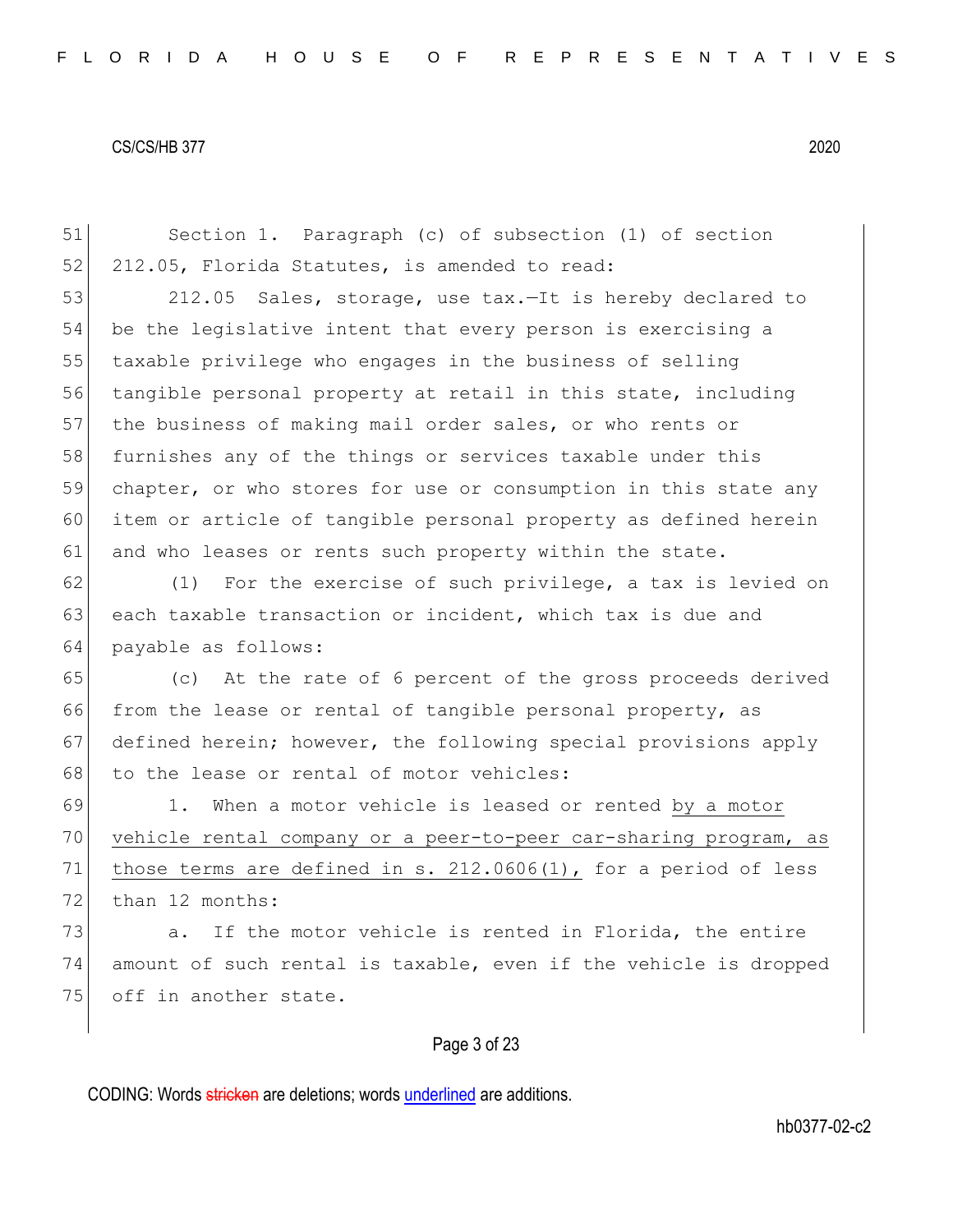Section 1. Paragraph (c) of subsection (1) of section 212.05, Florida Statutes, is amended to read:

212.05 Sales, storage, use tax.—It is hereby declared to be the legislative intent that every person is exercising a taxable privilege who engages in the business of selling tangible personal property at retail in this state, including the business of making mail order sales, or who rents or furnishes any of the things or services taxable under this chapter, or who stores for use or consumption in this state any item or article of tangible personal property as defined herein and who leases or rents such property within the state.

(1) For the exercise of such privilege, a tax is levied on each taxable transaction or incident, which tax is due and payable as follows:

(c) At the rate of 6 percent of the gross proceeds derived from the lease or rental of tangible personal property, as defined herein; however, the following special provisions apply to the lease or rental of motor vehicles:

1. When a motor vehicle is leased or rented <u>by a motor vehicle rental company or a peer-to-peer car-sharing program, as those terms are defined in s. 212.0606(1),</u> for a period of less than 12 months:

a. If the motor vehicle is rented in Florida, the entire amount of such rental is taxable, even if the vehicle is dropped off in another state.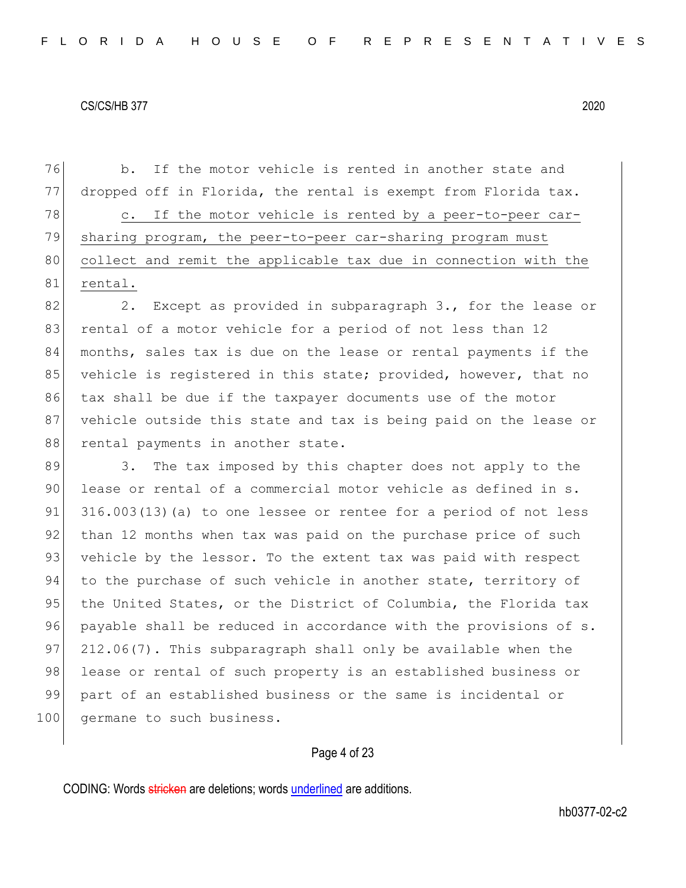b. If the motor vehicle is rented in another state and dropped off in Florida, the rental is exempt from Florida tax.

<u>c. If the motor vehicle is rented by a peer-to-peer car-sharing program, the peer-to-peer car-sharing program must collect and remit the applicable tax due in connection with the rental.</u>

2. Except as provided in subparagraph 3., for the lease or rental of a motor vehicle for a period of not less than 12 months, sales tax is due on the lease or rental payments if the vehicle is registered in this state; provided, however, that no tax shall be due if the taxpayer documents use of the motor vehicle outside this state and tax is being paid on the lease or rental payments in another state.

3. The tax imposed by this chapter does not apply to the lease or rental of a commercial motor vehicle as defined in s. 316.003(13)(a) to one lessee or rentee for a period of not less than 12 months when tax was paid on the purchase price of such vehicle by the lessor. To the extent tax was paid with respect to the purchase of such vehicle in another state, territory of the United States, or the District of Columbia, the Florida tax payable shall be reduced in accordance with the provisions of s. 212.06(7). This subparagraph shall only be available when the lease or rental of such property is an established business or part of an established business or the same is incidental or germane to such business.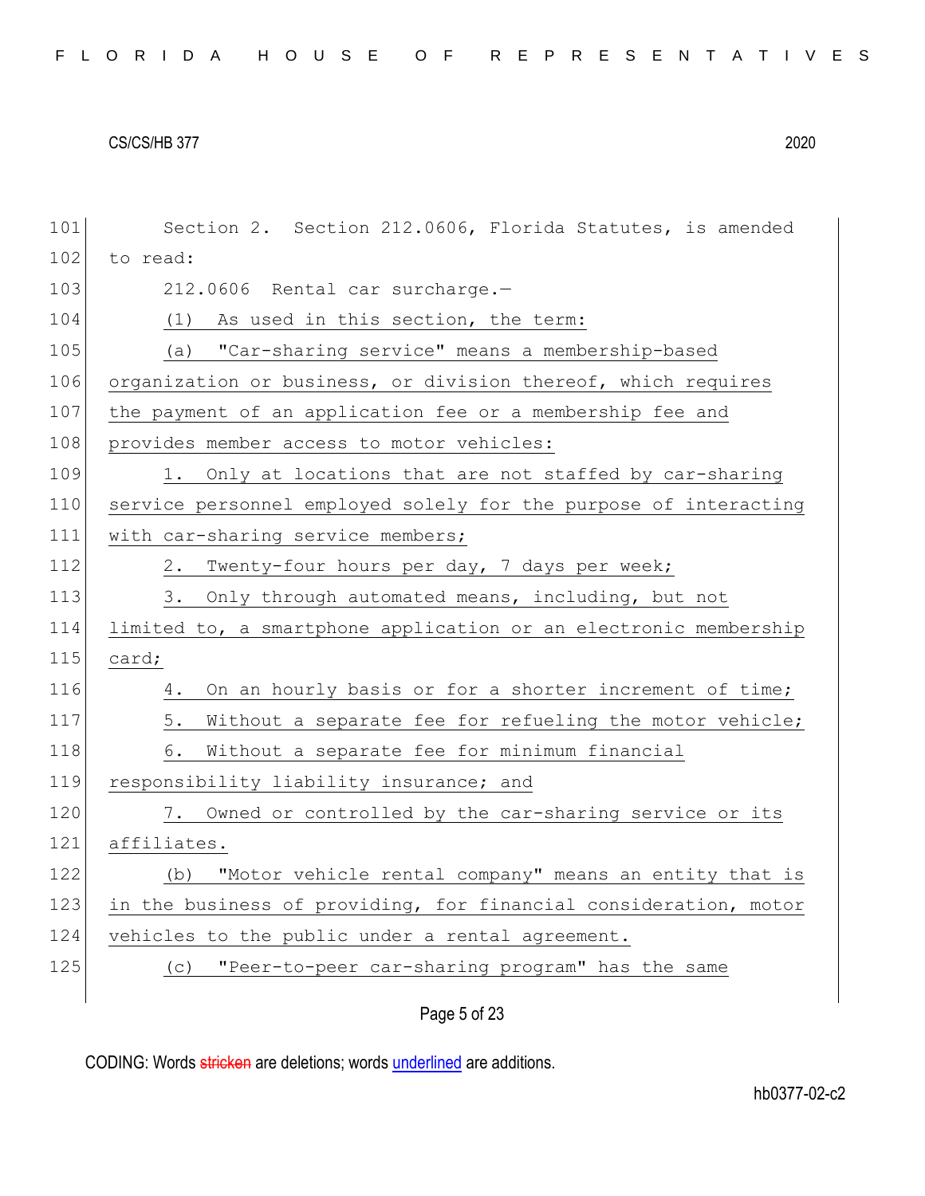Section 2. Section 212.0606, Florida Statutes, is amended to read:

212.0606 Rental car surcharge.—

(1) As used in this section, the term:

(a) "Car-sharing service" means a membership-based organization or business, or division thereof, which requires the payment of an application fee or a membership fee and provides member access to motor vehicles:

1. Only at locations that are not staffed by car-sharing service personnel employed solely for the purpose of interacting with car-sharing service members;

2. Twenty-four hours per day, 7 days per week;

3. Only through automated means, including, but not limited to, a smartphone application or an electronic membership card;

4. On an hourly basis or for a shorter increment of time;

5. Without a separate fee for refueling the motor vehicle;

6. Without a separate fee for minimum financial responsibility liability insurance; and

7. Owned or controlled by the car-sharing service or its affiliates.

(b) "Motor vehicle rental company" means an entity that is in the business of providing, for financial consideration, motor vehicles to the public under a rental agreement.

(c) "Peer-to-peer car-sharing program" has the same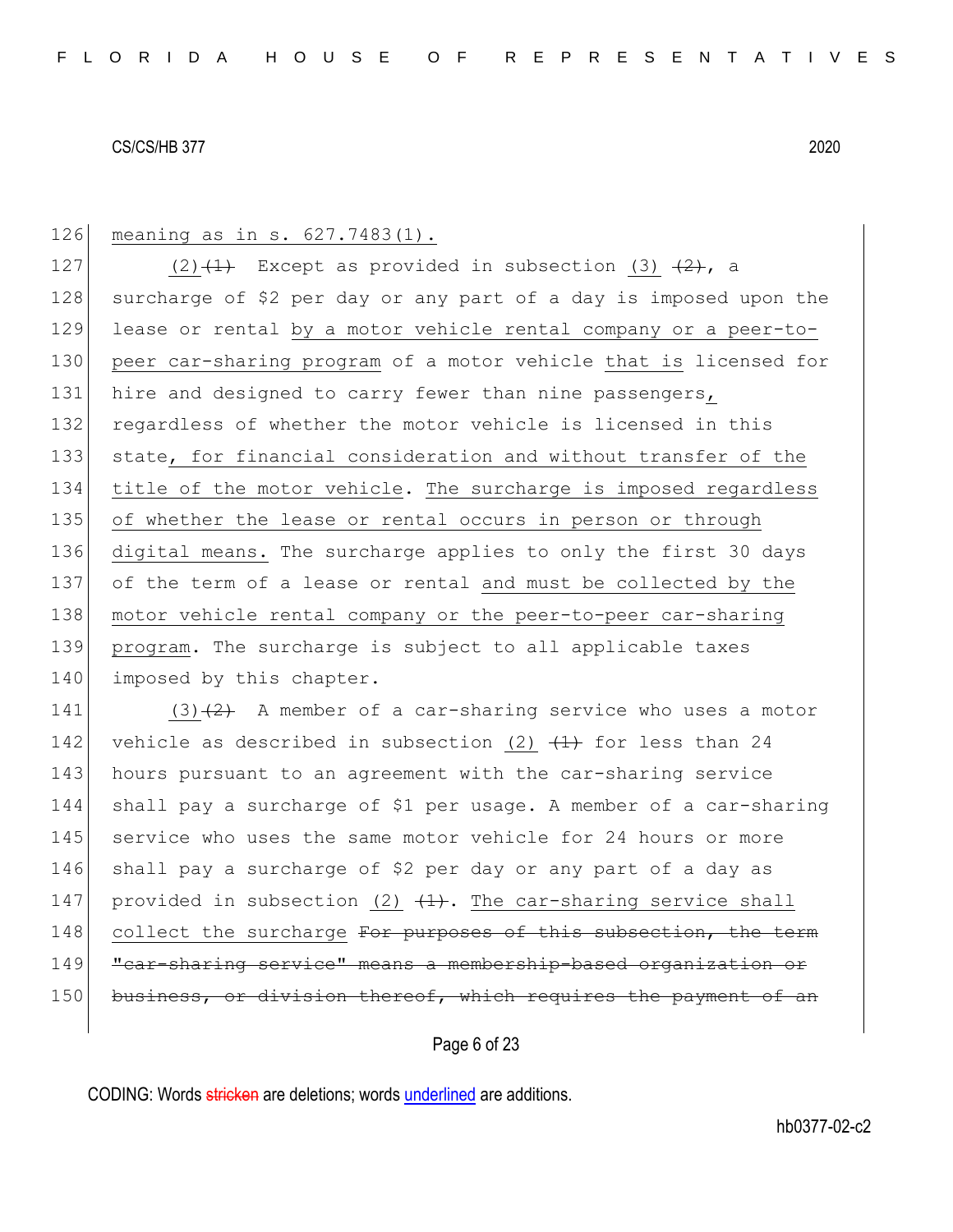126 meaning as in s. 627.7483(1).

127 (2)~~(1)~~ Except as provided in subsection (3) ~~(2)~~, a
128 surcharge of $2 per day or any part of a day is imposed upon the
129 lease or rental by a motor vehicle rental company or a peer-to-
130 peer car-sharing program of a motor vehicle that is licensed for
131 hire and designed to carry fewer than nine passengers,
132 regardless of whether the motor vehicle is licensed in this
133 state, for financial consideration and without transfer of the
134 title of the motor vehicle. The surcharge is imposed regardless
135 of whether the lease or rental occurs in person or through
136 digital means. The surcharge applies to only the first 30 days
137 of the term of a lease or rental and must be collected by the
138 motor vehicle rental company or the peer-to-peer car-sharing
139 program. The surcharge is subject to all applicable taxes
140 imposed by this chapter.

141 (3)~~(2)~~ A member of a car-sharing service who uses a motor
142 vehicle as described in subsection (2) ~~(1)~~ for less than 24
143 hours pursuant to an agreement with the car-sharing service
144 shall pay a surcharge of $1 per usage. A member of a car-sharing
145 service who uses the same motor vehicle for 24 hours or more
146 shall pay a surcharge of $2 per day or any part of a day as
147 provided in subsection (2) ~~(1)~~. The car-sharing service shall
148 collect the surcharge ~~For purposes of this subsection, the term~~
149 ~~"car-sharing service" means a membership-based organization or~~
150 ~~business, or division thereof, which requires the payment of an~~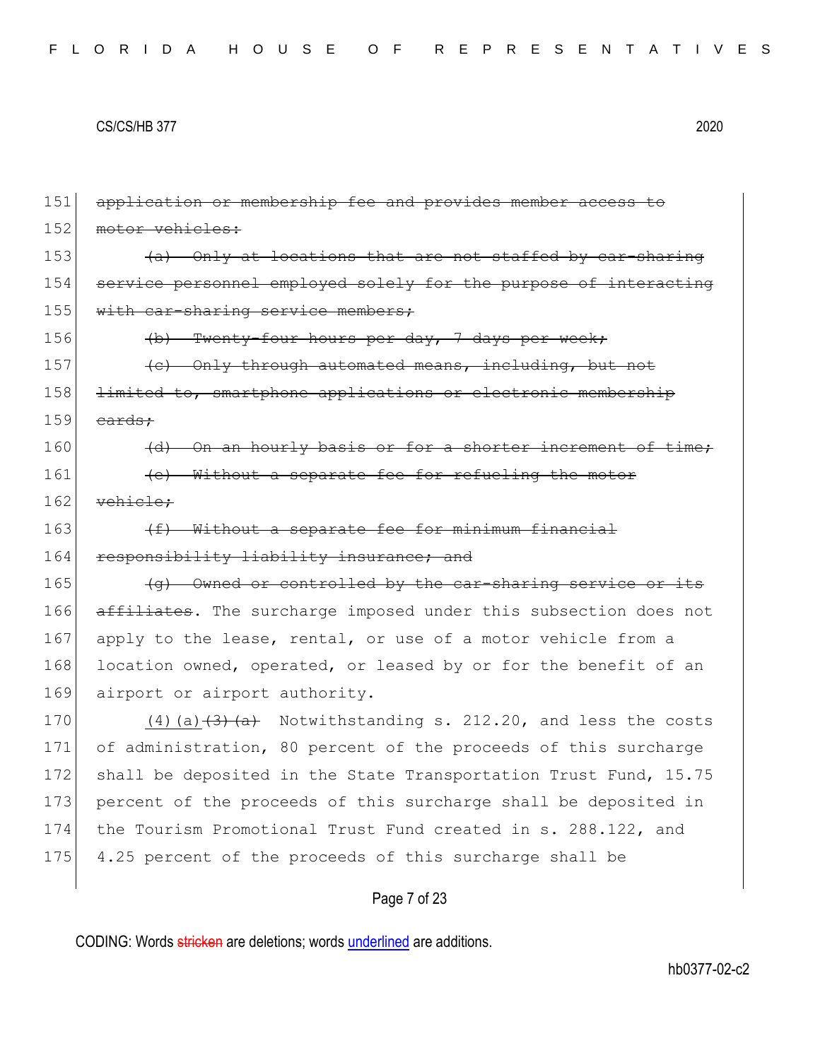151 ~~application or membership fee and provides member access to~~
152 ~~motor vehicles:~~
153 ~~(a) Only at locations that are not staffed by car-sharing~~
154 ~~service personnel employed solely for the purpose of interacting~~
155 ~~with car-sharing service members;~~
156 ~~(b) Twenty-four hours per day, 7 days per week;~~
157 ~~(c) Only through automated means, including, but not~~
158 ~~limited to, smartphone applications or electronic membership~~
159 ~~cards;~~
160 ~~(d) On an hourly basis or for a shorter increment of time;~~
161 ~~(e) Without a separate fee for refueling the motor~~
162 ~~vehicle;~~
163 ~~(f) Without a separate fee for minimum financial~~
164 ~~responsibility liability insurance; and~~
165 ~~(g) Owned or controlled by the car-sharing service or its~~
166 ~~affiliates~~. The surcharge imposed under this subsection does not
167 apply to the lease, rental, or use of a motor vehicle from a
168 location owned, operated, or leased by or for the benefit of an
169 airport or airport authority.
170 <u>(4)(a)</u>~~(3)(a)~~ Notwithstanding s. 212.20, and less the costs
171 of administration, 80 percent of the proceeds of this surcharge
172 shall be deposited in the State Transportation Trust Fund, 15.75
173 percent of the proceeds of this surcharge shall be deposited in
174 the Tourism Promotional Trust Fund created in s. 288.122, and
175 4.25 percent of the proceeds of this surcharge shall be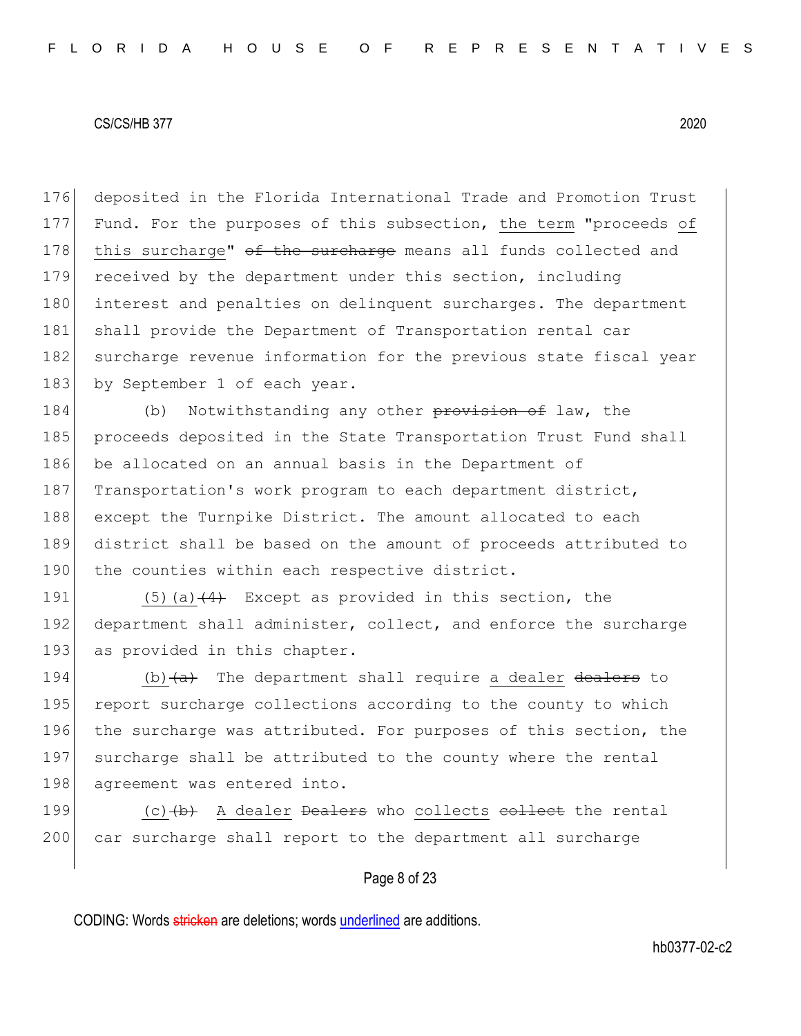deposited in the Florida International Trade and Promotion Trust Fund. For the purposes of this subsection, the term "proceeds of this surcharge" ~~of the surcharge~~ means all funds collected and received by the department under this section, including interest and penalties on delinquent surcharges. The department shall provide the Department of Transportation rental car surcharge revenue information for the previous state fiscal year by September 1 of each year.

(b) Notwithstanding any other ~~provision of~~ law, the proceeds deposited in the State Transportation Trust Fund shall be allocated on an annual basis in the Department of Transportation's work program to each department district, except the Turnpike District. The amount allocated to each district shall be based on the amount of proceeds attributed to the counties within each respective district.

(5)(a)~~(4)~~ Except as provided in this section, the department shall administer, collect, and enforce the surcharge as provided in this chapter.

(b)~~(a)~~ The department shall require a dealer ~~dealers~~ to report surcharge collections according to the county to which the surcharge was attributed. For purposes of this section, the surcharge shall be attributed to the county where the rental agreement was entered into.

(c)~~(b)~~ A dealer ~~Dealers~~ who collects ~~collect~~ the rental car surcharge shall report to the department all surcharge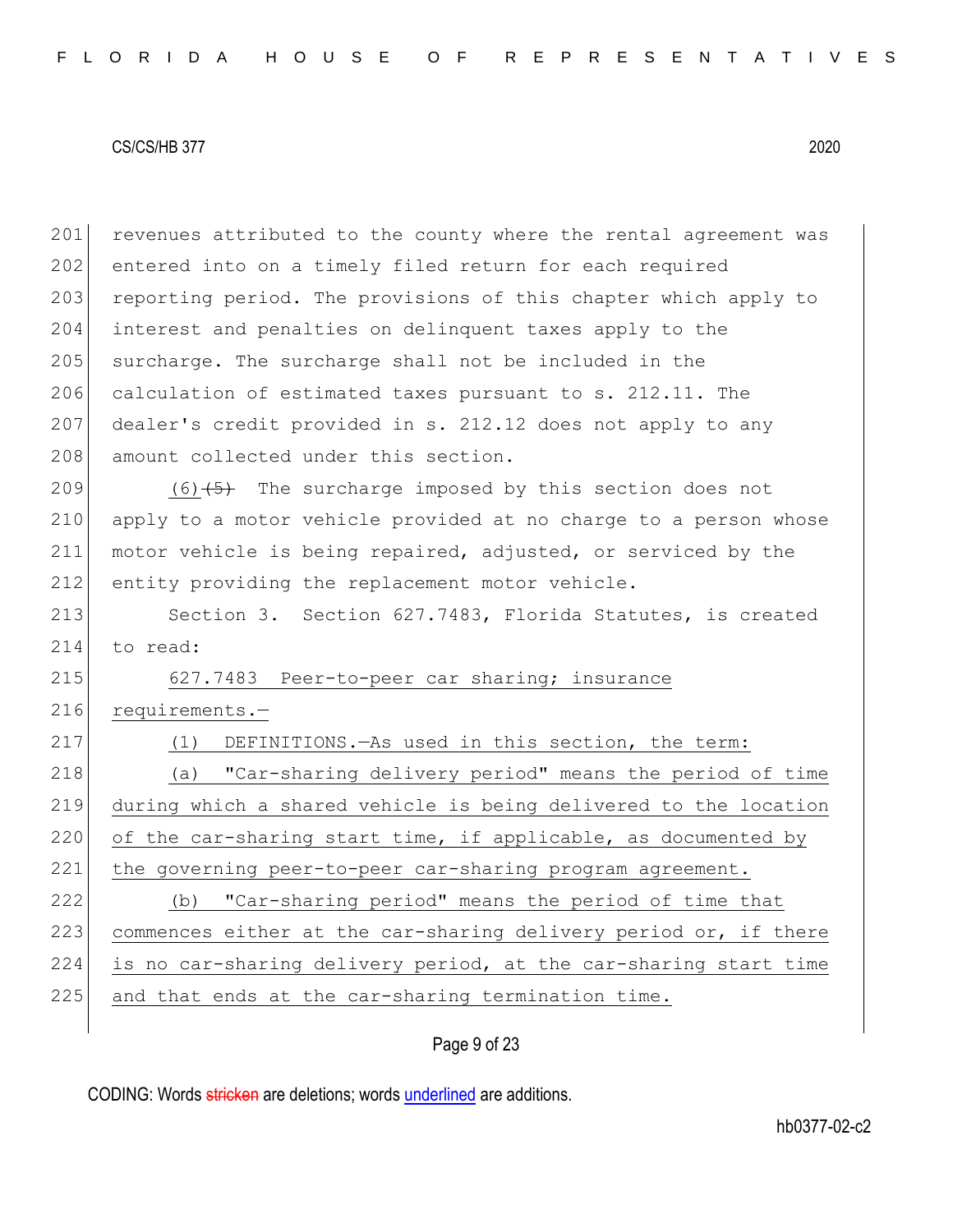revenues attributed to the county where the rental agreement was entered into on a timely filed return for each required reporting period. The provisions of this chapter which apply to interest and penalties on delinquent taxes apply to the surcharge. The surcharge shall not be included in the calculation of estimated taxes pursuant to s. 212.11. The dealer's credit provided in s. 212.12 does not apply to any amount collected under this section.

(6) ~~(5)~~ The surcharge imposed by this section does not apply to a motor vehicle provided at no charge to a person whose motor vehicle is being repaired, adjusted, or serviced by the entity providing the replacement motor vehicle.

Section 3. Section 627.7483, Florida Statutes, is created to read:

627.7483 Peer-to-peer car sharing; insurance requirements.—

(1) DEFINITIONS.—As used in this section, the term:

(a) "Car-sharing delivery period" means the period of time during which a shared vehicle is being delivered to the location of the car-sharing start time, if applicable, as documented by the governing peer-to-peer car-sharing program agreement.

(b) "Car-sharing period" means the period of time that commences either at the car-sharing delivery period or, if there is no car-sharing delivery period, at the car-sharing start time and that ends at the car-sharing termination time.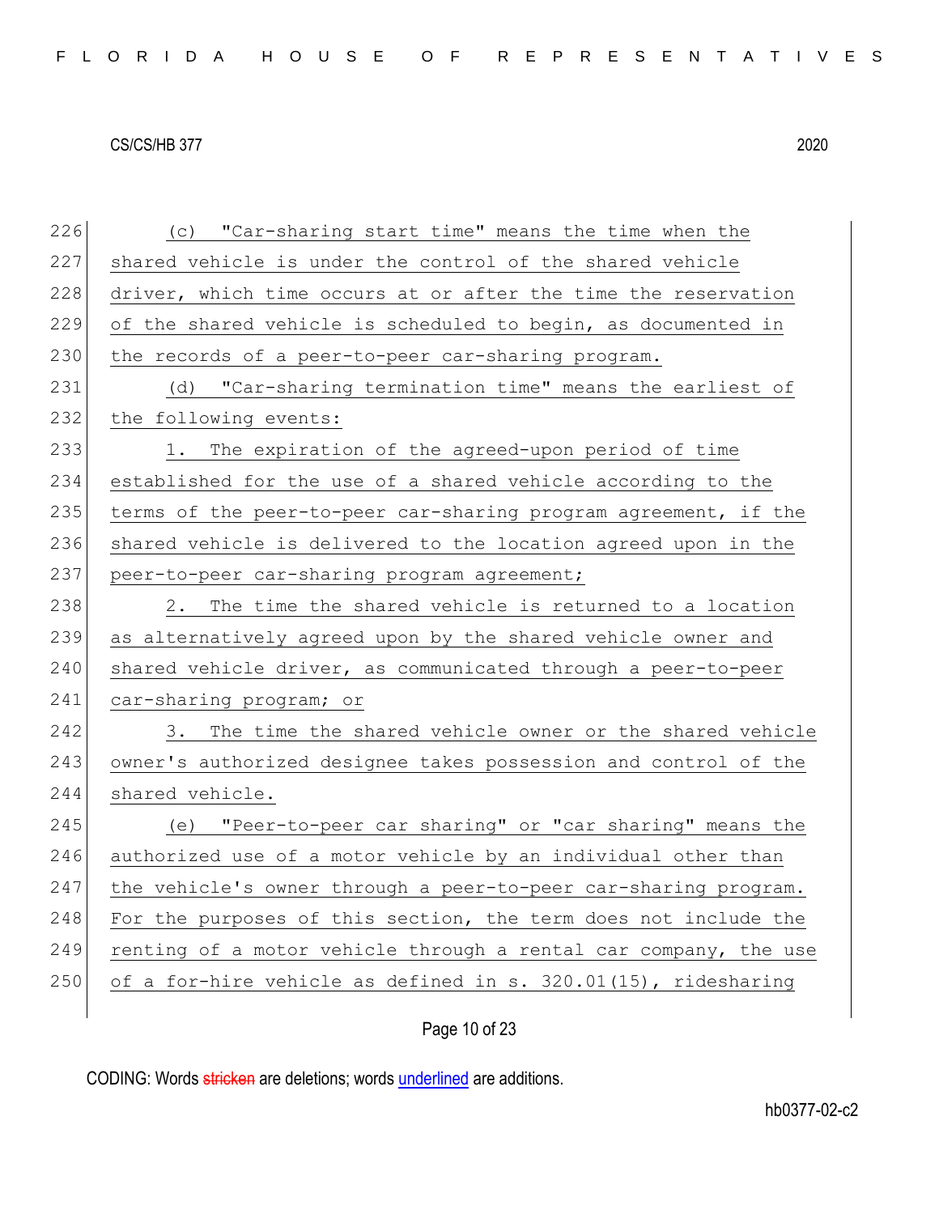(c) "Car-sharing start time" means the time when the shared vehicle is under the control of the shared vehicle driver, which time occurs at or after the time the reservation of the shared vehicle is scheduled to begin, as documented in the records of a peer-to-peer car-sharing program.

(d) "Car-sharing termination time" means the earliest of the following events:

1. The expiration of the agreed-upon period of time established for the use of a shared vehicle according to the terms of the peer-to-peer car-sharing program agreement, if the shared vehicle is delivered to the location agreed upon in the peer-to-peer car-sharing program agreement;

2. The time the shared vehicle is returned to a location as alternatively agreed upon by the shared vehicle owner and shared vehicle driver, as communicated through a peer-to-peer car-sharing program; or

3. The time the shared vehicle owner or the shared vehicle owner's authorized designee takes possession and control of the shared vehicle.

(e) "Peer-to-peer car sharing" or "car sharing" means the authorized use of a motor vehicle by an individual other than the vehicle's owner through a peer-to-peer car-sharing program. For the purposes of this section, the term does not include the renting of a motor vehicle through a rental car company, the use of a for-hire vehicle as defined in s. 320.01(15), ridesharing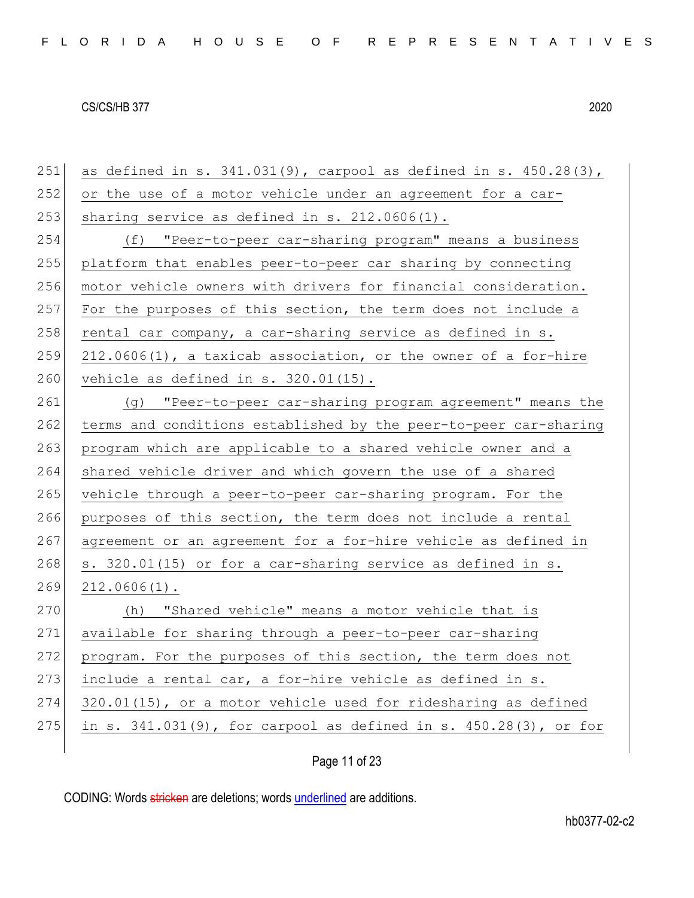as defined in s. 341.031(9), carpool as defined in s. 450.28(3), or the use of a motor vehicle under an agreement for a car-sharing service as defined in s. 212.0606(1).

(f) "Peer-to-peer car-sharing program" means a business platform that enables peer-to-peer car sharing by connecting motor vehicle owners with drivers for financial consideration. For the purposes of this section, the term does not include a rental car company, a car-sharing service as defined in s. 212.0606(1), a taxicab association, or the owner of a for-hire vehicle as defined in s. 320.01(15).

(g) "Peer-to-peer car-sharing program agreement" means the terms and conditions established by the peer-to-peer car-sharing program which are applicable to a shared vehicle owner and a shared vehicle driver and which govern the use of a shared vehicle through a peer-to-peer car-sharing program. For the purposes of this section, the term does not include a rental agreement or an agreement for a for-hire vehicle as defined in s. 320.01(15) or for a car-sharing service as defined in s. 212.0606(1).

(h) "Shared vehicle" means a motor vehicle that is available for sharing through a peer-to-peer car-sharing program. For the purposes of this section, the term does not include a rental car, a for-hire vehicle as defined in s. 320.01(15), or a motor vehicle used for ridesharing as defined in s. 341.031(9), for carpool as defined in s. 450.28(3), or for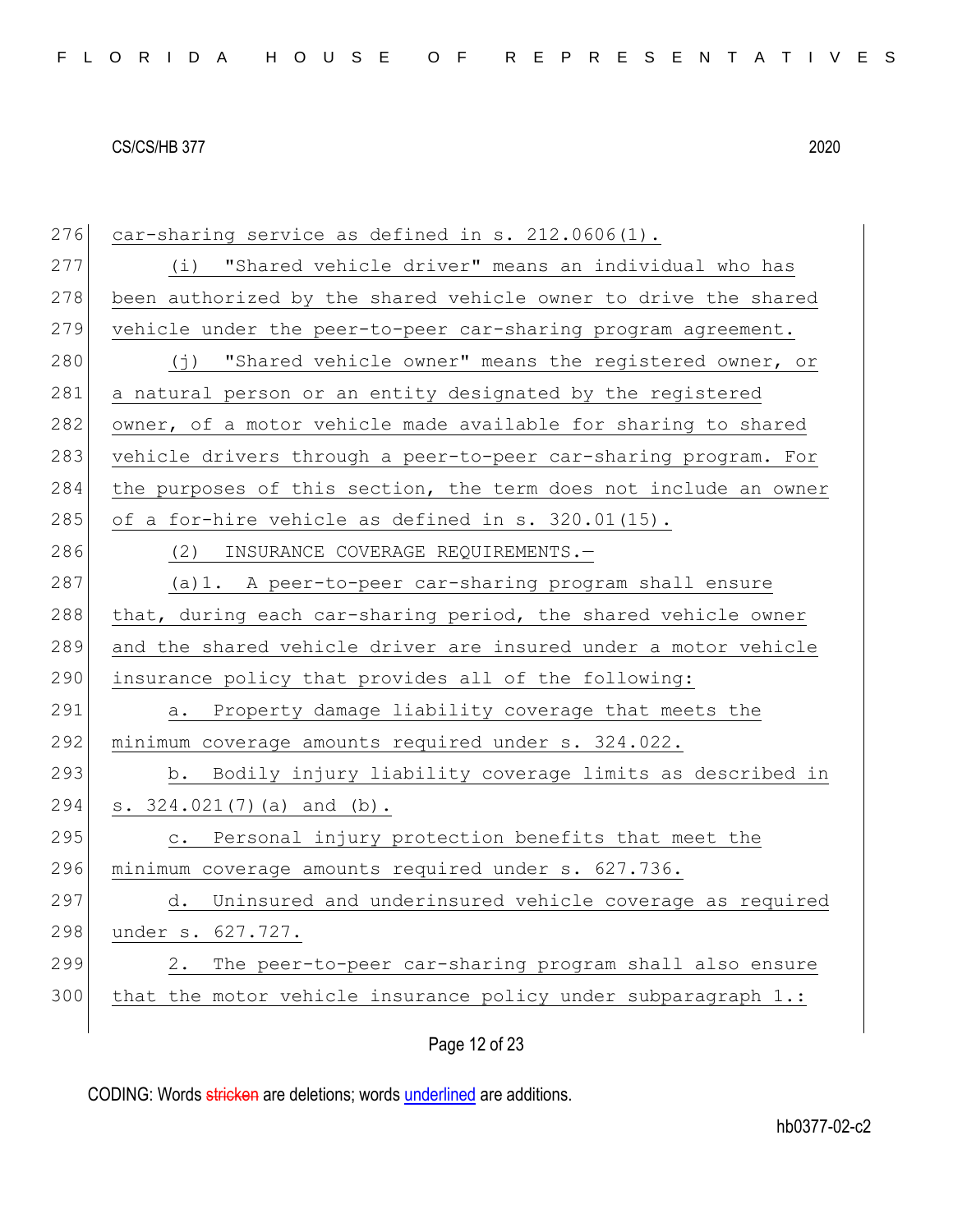car-sharing service as defined in s. 212.0606(1).

(i) "Shared vehicle driver" means an individual who has been authorized by the shared vehicle owner to drive the shared vehicle under the peer-to-peer car-sharing program agreement.

(j) "Shared vehicle owner" means the registered owner, or a natural person or an entity designated by the registered owner, of a motor vehicle made available for sharing to shared vehicle drivers through a peer-to-peer car-sharing program. For the purposes of this section, the term does not include an owner of a for-hire vehicle as defined in s. 320.01(15).

(2) INSURANCE COVERAGE REQUIREMENTS.—

(a)1. A peer-to-peer car-sharing program shall ensure that, during each car-sharing period, the shared vehicle owner and the shared vehicle driver are insured under a motor vehicle insurance policy that provides all of the following:

a. Property damage liability coverage that meets the minimum coverage amounts required under s. 324.022.

b. Bodily injury liability coverage limits as described in s. 324.021(7)(a) and (b).

c. Personal injury protection benefits that meet the minimum coverage amounts required under s. 627.736.

d. Uninsured and underinsured vehicle coverage as required under s. 627.727.

2. The peer-to-peer car-sharing program shall also ensure that the motor vehicle insurance policy under subparagraph 1.: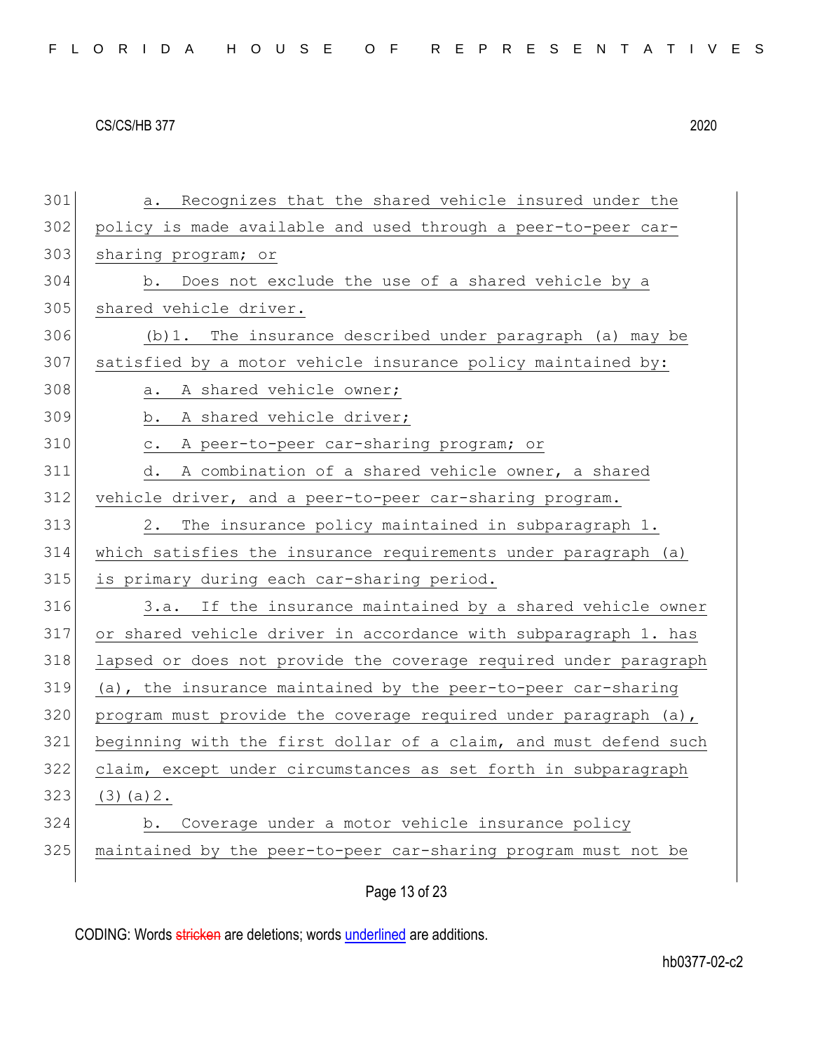a. Recognizes that the shared vehicle insured under the policy is made available and used through a peer-to-peer car-sharing program; or

b. Does not exclude the use of a shared vehicle by a shared vehicle driver.

(b)1. The insurance described under paragraph (a) may be satisfied by a motor vehicle insurance policy maintained by:

a. A shared vehicle owner;

b. A shared vehicle driver;

c. A peer-to-peer car-sharing program; or

d. A combination of a shared vehicle owner, a shared vehicle driver, and a peer-to-peer car-sharing program.

2. The insurance policy maintained in subparagraph 1. which satisfies the insurance requirements under paragraph (a) is primary during each car-sharing period.

3.a. If the insurance maintained by a shared vehicle owner or shared vehicle driver in accordance with subparagraph 1. has lapsed or does not provide the coverage required under paragraph (a), the insurance maintained by the peer-to-peer car-sharing program must provide the coverage required under paragraph (a), beginning with the first dollar of a claim, and must defend such claim, except under circumstances as set forth in subparagraph (3)(a)2.

b. Coverage under a motor vehicle insurance policy maintained by the peer-to-peer car-sharing program must not be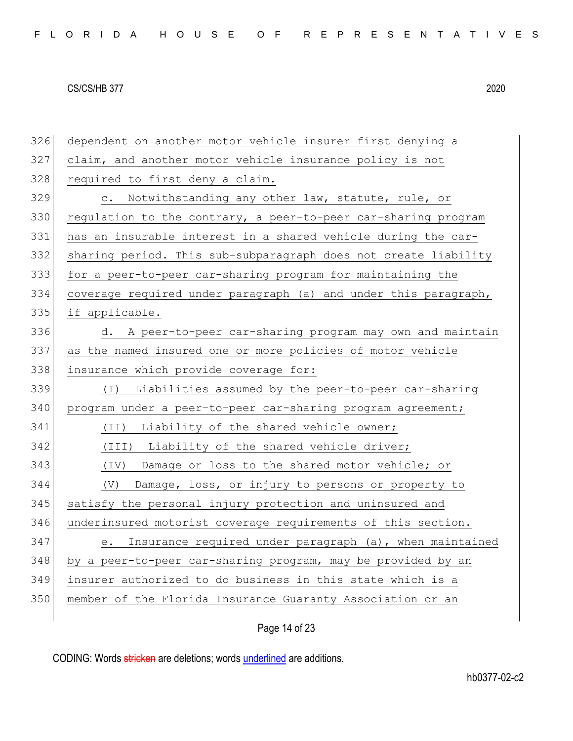dependent on another motor vehicle insurer first denying a claim, and another motor vehicle insurance policy is not required to first deny a claim.

c. Notwithstanding any other law, statute, rule, or regulation to the contrary, a peer-to-peer car-sharing program has an insurable interest in a shared vehicle during the car-sharing period. This sub-subparagraph does not create liability for a peer-to-peer car-sharing program for maintaining the coverage required under paragraph (a) and under this paragraph, if applicable.

d. A peer-to-peer car-sharing program may own and maintain as the named insured one or more policies of motor vehicle insurance which provide coverage for:

(I) Liabilities assumed by the peer-to-peer car-sharing program under a peer-to-peer car-sharing program agreement;

(II) Liability of the shared vehicle owner;

(III) Liability of the shared vehicle driver;

(IV) Damage or loss to the shared motor vehicle; or

(V) Damage, loss, or injury to persons or property to satisfy the personal injury protection and uninsured and underinsured motorist coverage requirements of this section.

e. Insurance required under paragraph (a), when maintained by a peer-to-peer car-sharing program, may be provided by an insurer authorized to do business in this state which is a member of the Florida Insurance Guaranty Association or an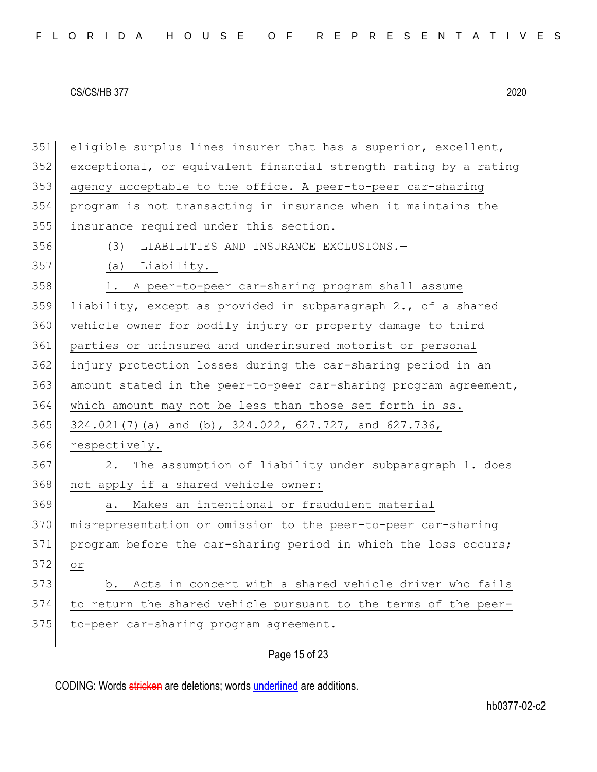eligible surplus lines insurer that has a superior, excellent, exceptional, or equivalent financial strength rating by a rating agency acceptable to the office. A peer-to-peer car-sharing program is not transacting in insurance when it maintains the insurance required under this section.

(3) LIABILITIES AND INSURANCE EXCLUSIONS.—

(a) Liability.—

1. A peer-to-peer car-sharing program shall assume liability, except as provided in subparagraph 2., of a shared vehicle owner for bodily injury or property damage to third parties or uninsured and underinsured motorist or personal injury protection losses during the car-sharing period in an amount stated in the peer-to-peer car-sharing program agreement, which amount may not be less than those set forth in ss. 324.021(7)(a) and (b), 324.022, 627.727, and 627.736, respectively.

2. The assumption of liability under subparagraph 1. does not apply if a shared vehicle owner:

a. Makes an intentional or fraudulent material misrepresentation or omission to the peer-to-peer car-sharing program before the car-sharing period in which the loss occurs; or

b. Acts in concert with a shared vehicle driver who fails to return the shared vehicle pursuant to the terms of the peer-to-peer car-sharing program agreement.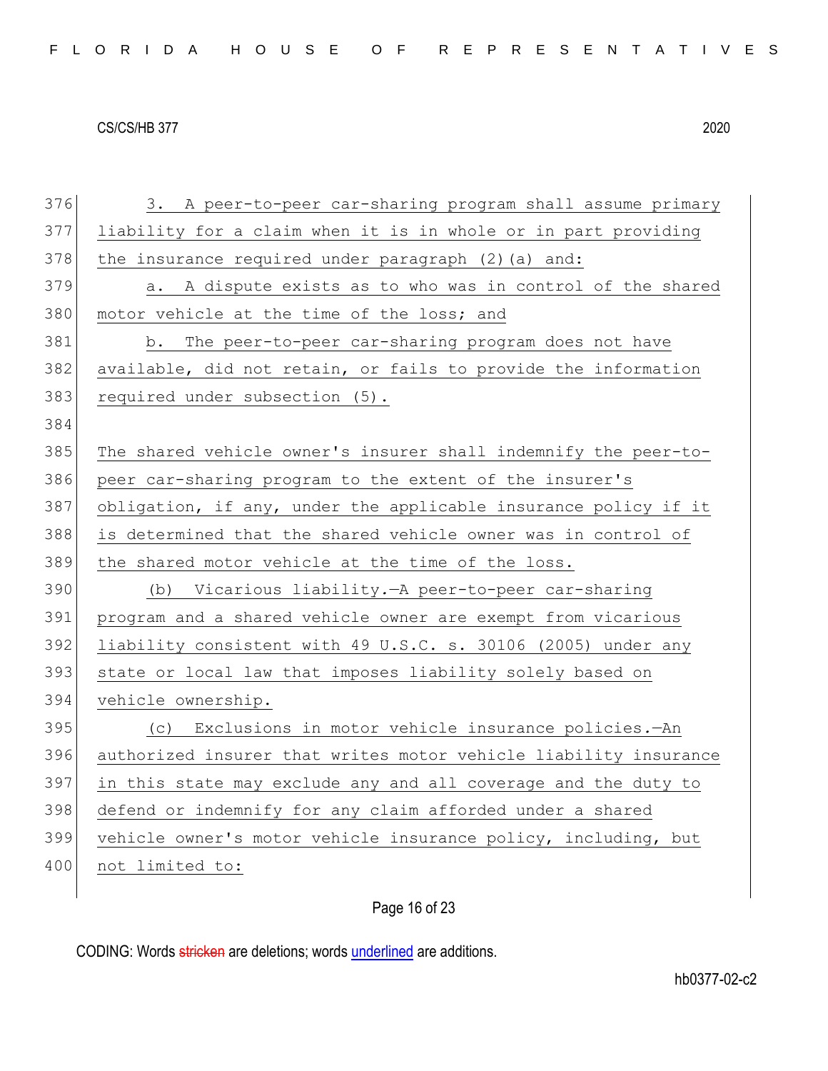3. A peer-to-peer car-sharing program shall assume primary liability for a claim when it is in whole or in part providing the insurance required under paragraph (2)(a) and:

a. A dispute exists as to who was in control of the shared motor vehicle at the time of the loss; and

b. The peer-to-peer car-sharing program does not have available, did not retain, or fails to provide the information required under subsection (5).

The shared vehicle owner's insurer shall indemnify the peer-to-peer car-sharing program to the extent of the insurer's obligation, if any, under the applicable insurance policy if it is determined that the shared vehicle owner was in control of the shared motor vehicle at the time of the loss.

(b) *Vicarious liability.*—A peer-to-peer car-sharing program and a shared vehicle owner are exempt from vicarious liability consistent with 49 U.S.C. s. 30106 (2005) under any state or local law that imposes liability solely based on vehicle ownership.

(c) *Exclusions in motor vehicle insurance policies.*—An authorized insurer that writes motor vehicle liability insurance in this state may exclude any and all coverage and the duty to defend or indemnify for any claim afforded under a shared vehicle owner's motor vehicle insurance policy, including, but not limited to: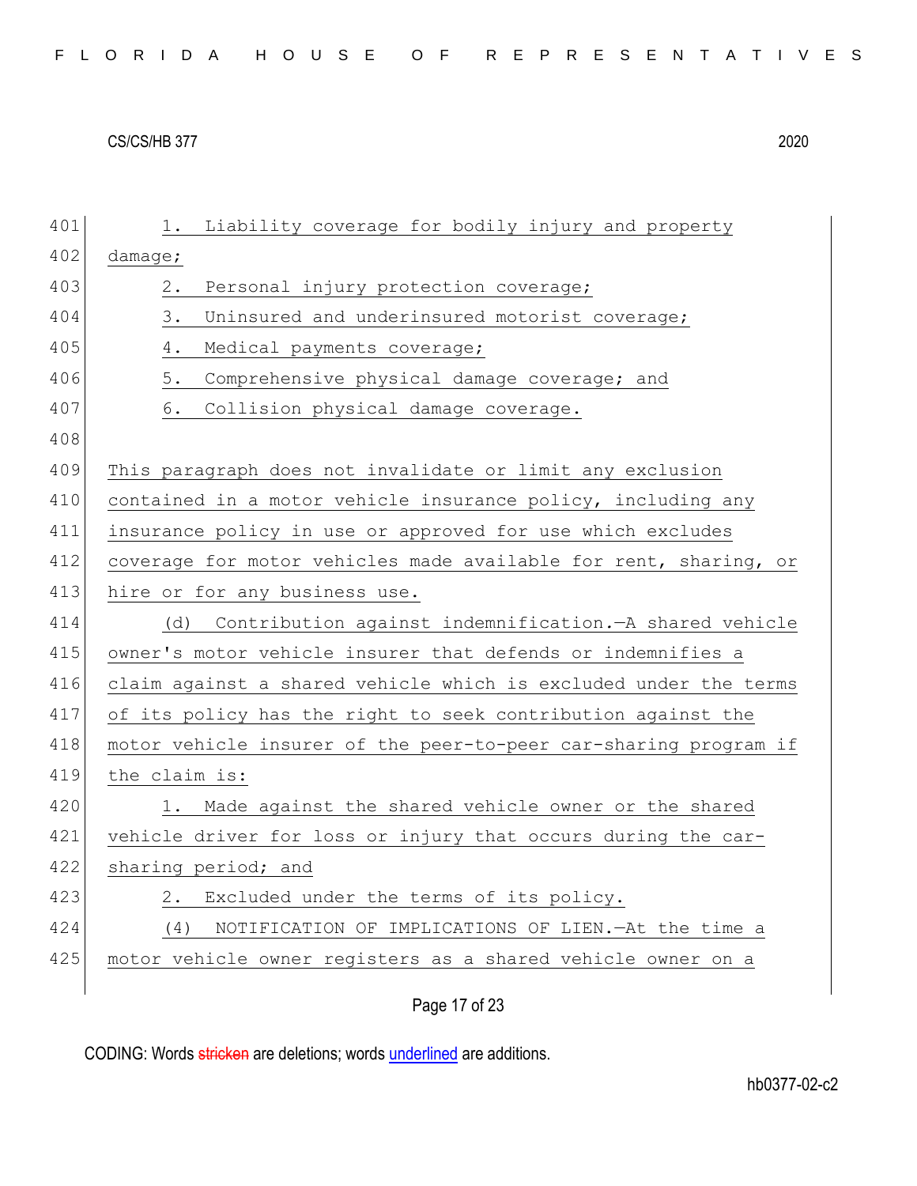1. Liability coverage for bodily injury and property damage;

2. Personal injury protection coverage;

3. Uninsured and underinsured motorist coverage;

4. Medical payments coverage;

5. Comprehensive physical damage coverage; and

6. Collision physical damage coverage.

This paragraph does not invalidate or limit any exclusion contained in a motor vehicle insurance policy, including any insurance policy in use or approved for use which excludes coverage for motor vehicles made available for rent, sharing, or hire or for any business use.

(d) Contribution against indemnification.—A shared vehicle owner's motor vehicle insurer that defends or indemnifies a claim against a shared vehicle which is excluded under the terms of its policy has the right to seek contribution against the motor vehicle insurer of the peer-to-peer car-sharing program if the claim is:

1. Made against the shared vehicle owner or the shared vehicle driver for loss or injury that occurs during the car-sharing period; and

2. Excluded under the terms of its policy.

(4) NOTIFICATION OF IMPLICATIONS OF LIEN.—At the time a motor vehicle owner registers as a shared vehicle owner on a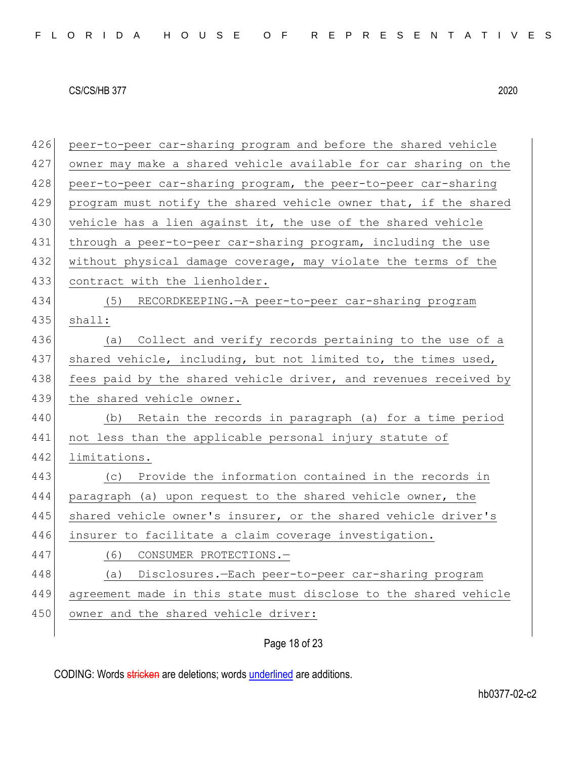peer-to-peer car-sharing program and before the shared vehicle owner may make a shared vehicle available for car sharing on the peer-to-peer car-sharing program, the peer-to-peer car-sharing program must notify the shared vehicle owner that, if the shared vehicle has a lien against it, the use of the shared vehicle through a peer-to-peer car-sharing program, including the use without physical damage coverage, may violate the terms of the contract with the lienholder.

(5) RECORDKEEPING.—A peer-to-peer car-sharing program shall:

(a) Collect and verify records pertaining to the use of a shared vehicle, including, but not limited to, the times used, fees paid by the shared vehicle driver, and revenues received by the shared vehicle owner.

(b) Retain the records in paragraph (a) for a time period not less than the applicable personal injury statute of limitations.

(c) Provide the information contained in the records in paragraph (a) upon request to the shared vehicle owner, the shared vehicle owner's insurer, or the shared vehicle driver's insurer to facilitate a claim coverage investigation.

(6) CONSUMER PROTECTIONS.—

(a) Disclosures.—Each peer-to-peer car-sharing program agreement made in this state must disclose to the shared vehicle owner and the shared vehicle driver:

CODING: Words ~~stricken~~ are deletions; words underlined are additions.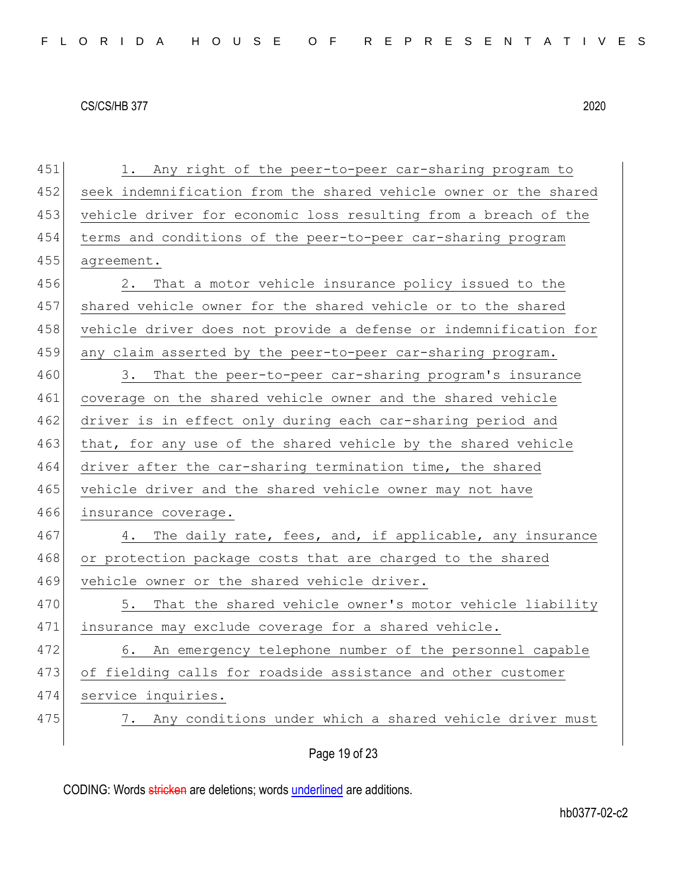1. Any right of the peer-to-peer car-sharing program to seek indemnification from the shared vehicle owner or the shared vehicle driver for economic loss resulting from a breach of the terms and conditions of the peer-to-peer car-sharing program agreement.

2. That a motor vehicle insurance policy issued to the shared vehicle owner for the shared vehicle or to the shared vehicle driver does not provide a defense or indemnification for any claim asserted by the peer-to-peer car-sharing program.

3. That the peer-to-peer car-sharing program's insurance coverage on the shared vehicle owner and the shared vehicle driver is in effect only during each car-sharing period and that, for any use of the shared vehicle by the shared vehicle driver after the car-sharing termination time, the shared vehicle driver and the shared vehicle owner may not have insurance coverage.

4. The daily rate, fees, and, if applicable, any insurance or protection package costs that are charged to the shared vehicle owner or the shared vehicle driver.

5. That the shared vehicle owner's motor vehicle liability insurance may exclude coverage for a shared vehicle.

6. An emergency telephone number of the personnel capable of fielding calls for roadside assistance and other customer service inquiries.

7. Any conditions under which a shared vehicle driver must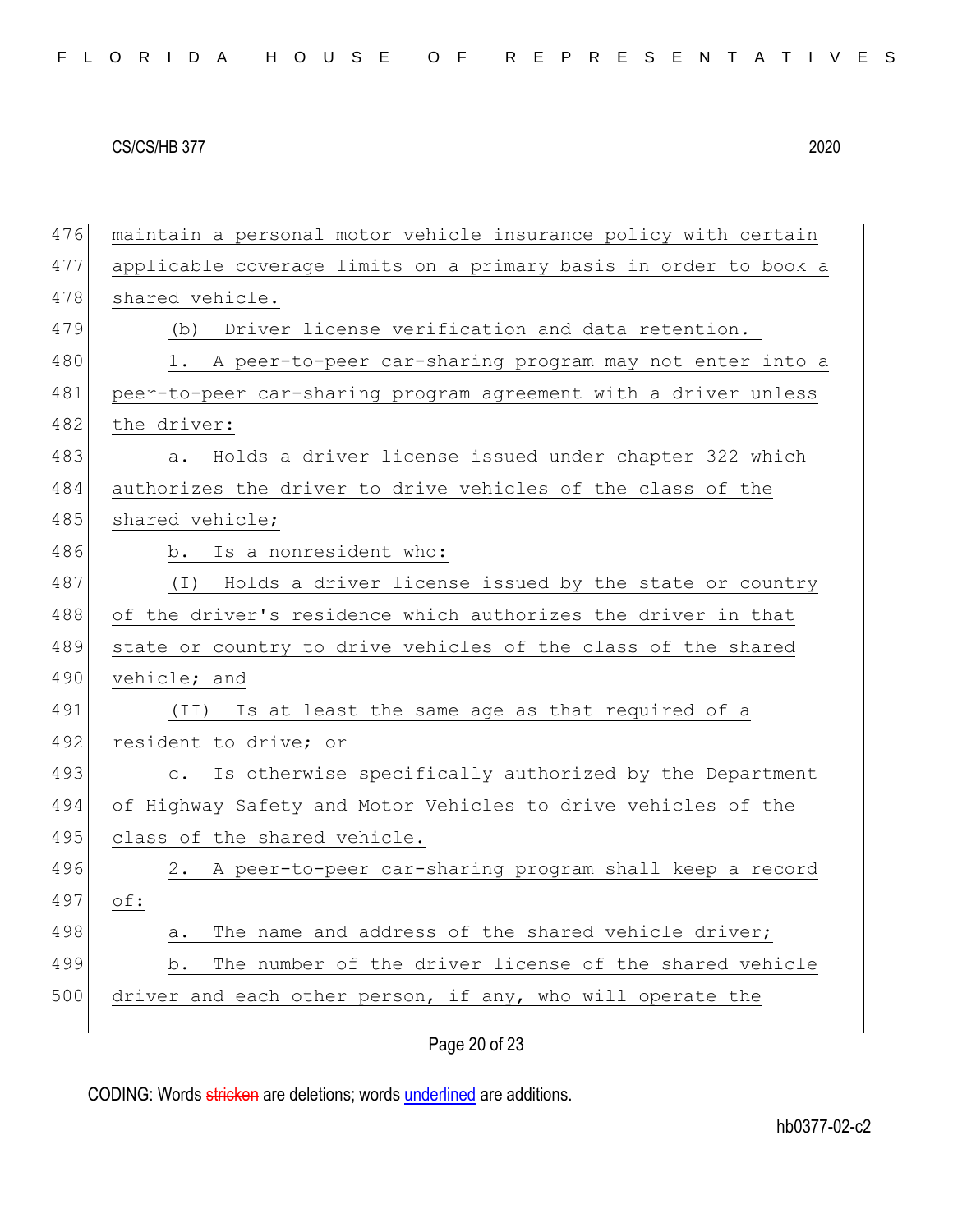maintain a personal motor vehicle insurance policy with certain applicable coverage limits on a primary basis in order to book a shared vehicle.

(b) Driver license verification and data retention.—

1. A peer-to-peer car-sharing program may not enter into a peer-to-peer car-sharing program agreement with a driver unless the driver:

a. Holds a driver license issued under chapter 322 which authorizes the driver to drive vehicles of the class of the shared vehicle;

b. Is a nonresident who:

(I) Holds a driver license issued by the state or country of the driver's residence which authorizes the driver in that state or country to drive vehicles of the class of the shared vehicle; and

(II) Is at least the same age as that required of a resident to drive; or

c. Is otherwise specifically authorized by the Department of Highway Safety and Motor Vehicles to drive vehicles of the class of the shared vehicle.

2. A peer-to-peer car-sharing program shall keep a record of:

a. The name and address of the shared vehicle driver;

b. The number of the driver license of the shared vehicle driver and each other person, if any, who will operate the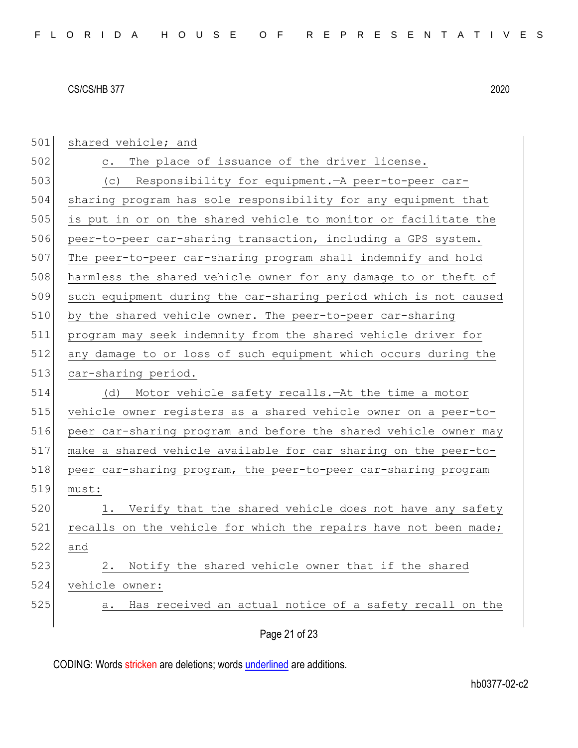shared vehicle; and

c. The place of issuance of the driver license.

(c) Responsibility for equipment.—A peer-to-peer car-sharing program has sole responsibility for any equipment that is put in or on the shared vehicle to monitor or facilitate the peer-to-peer car-sharing transaction, including a GPS system. The peer-to-peer car-sharing program shall indemnify and hold harmless the shared vehicle owner for any damage to or theft of such equipment during the car-sharing period which is not caused by the shared vehicle owner. The peer-to-peer car-sharing program may seek indemnity from the shared vehicle driver for any damage to or loss of such equipment which occurs during the car-sharing period.

(d) Motor vehicle safety recalls.—At the time a motor vehicle owner registers as a shared vehicle owner on a peer-to-peer car-sharing program and before the shared vehicle owner may make a shared vehicle available for car sharing on the peer-to-peer car-sharing program, the peer-to-peer car-sharing program must:

1. Verify that the shared vehicle does not have any safety recalls on the vehicle for which the repairs have not been made; and

2. Notify the shared vehicle owner that if the shared vehicle owner:

a. Has received an actual notice of a safety recall on the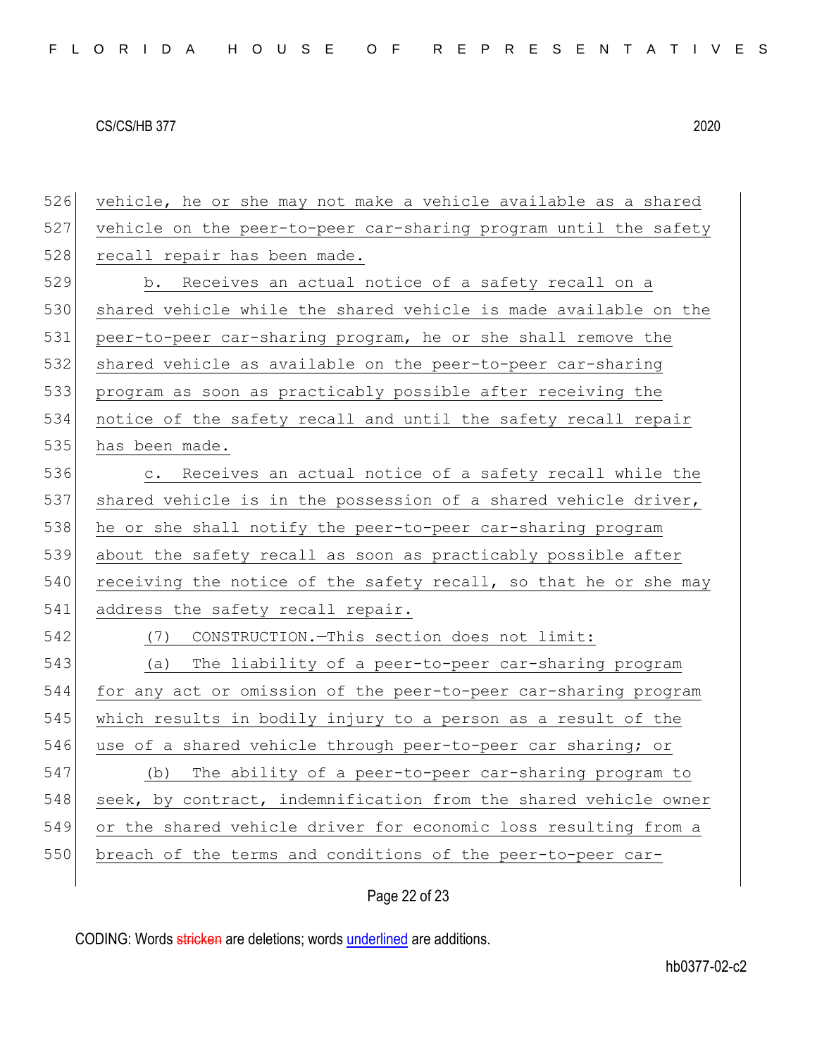vehicle, he or she may not make a vehicle available as a shared vehicle on the peer-to-peer car-sharing program until the safety recall repair has been made.

b. Receives an actual notice of a safety recall on a shared vehicle while the shared vehicle is made available on the peer-to-peer car-sharing program, he or she shall remove the shared vehicle as available on the peer-to-peer car-sharing program as soon as practicably possible after receiving the notice of the safety recall and until the safety recall repair has been made.

c. Receives an actual notice of a safety recall while the shared vehicle is in the possession of a shared vehicle driver, he or she shall notify the peer-to-peer car-sharing program about the safety recall as soon as practicably possible after receiving the notice of the safety recall, so that he or she may address the safety recall repair.

(7) CONSTRUCTION.—This section does not limit:

(a) The liability of a peer-to-peer car-sharing program for any act or omission of the peer-to-peer car-sharing program which results in bodily injury to a person as a result of the use of a shared vehicle through peer-to-peer car sharing; or

(b) The ability of a peer-to-peer car-sharing program to seek, by contract, indemnification from the shared vehicle owner or the shared vehicle driver for economic loss resulting from a breach of the terms and conditions of the peer-to-peer car-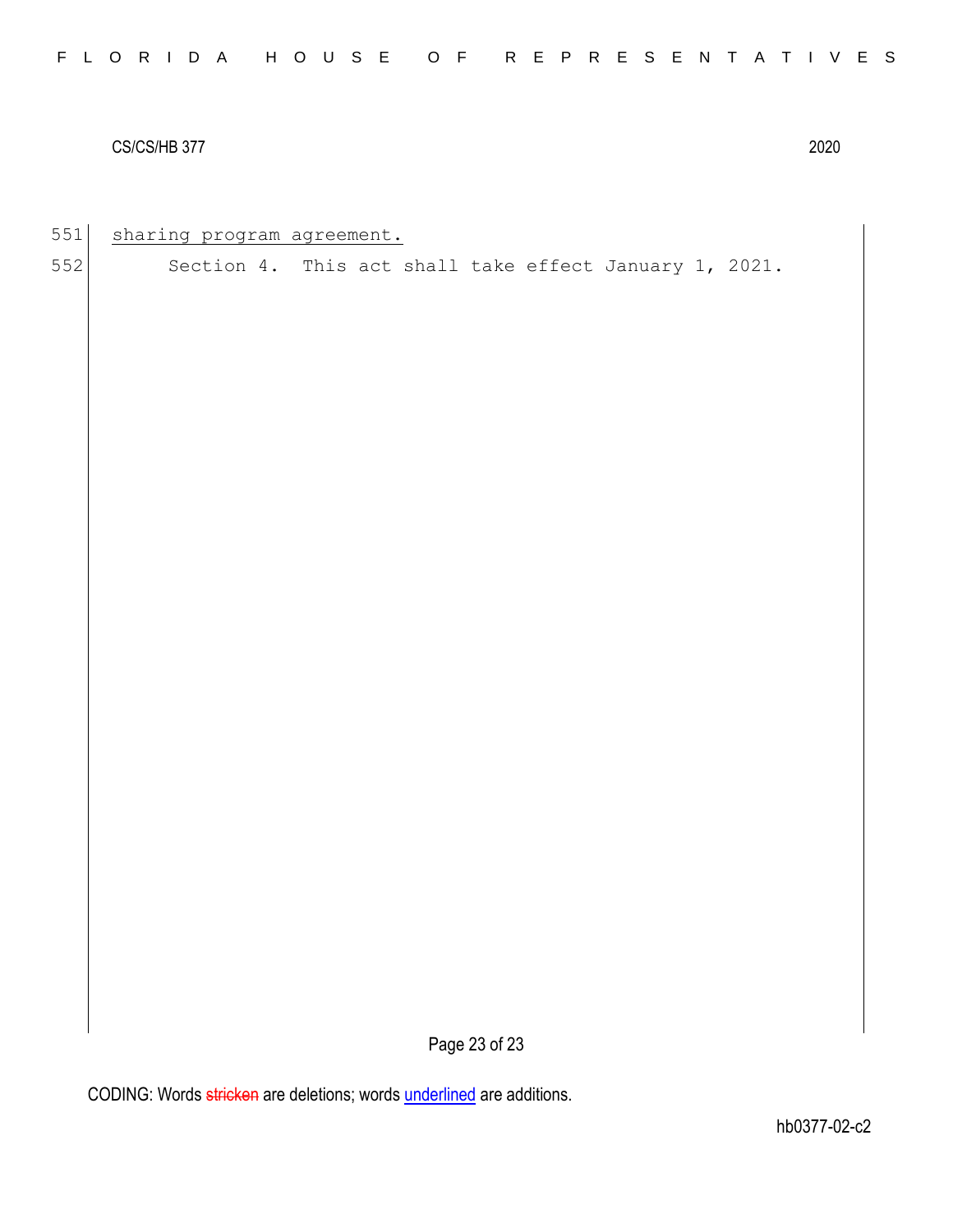551 <u>sharing program agreement.</u>

552 Section 4. This act shall take effect January 1, 2021.

CODING: Words ~~stricken~~ are deletions; words <u>underlined</u> are additions.